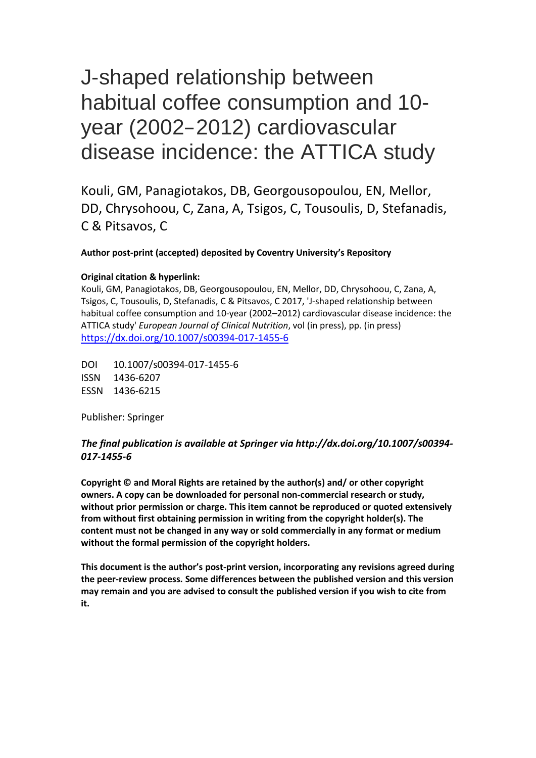# J-shaped relationship between habitual coffee consumption and 10-year (2002–2012) cardiovascular disease incidence: the ATTICA study

Kouli, GM, Panagiotakos, DB, Georgousopoulou, EN, Mellor, DD, Chrysohoou, C, Zana, A, Tsigos, C, Tousoulis, D, Stefanadis, C & Pitsavos, C

**Author post-print (accepted) deposited by Coventry University's Repository**

**Original citation & hyperlink:**

Kouli, GM, Panagiotakos, DB, Georgousopoulou, EN, Mellor, DD, Chrysohoou, C, Zana, A, Tsigos, C, Tousoulis, D, Stefanadis, C & Pitsavos, C 2017, 'J-shaped relationship between habitual coffee consumption and 10-year (2002–2012) cardiovascular disease incidence: the ATTICA study' *European Journal of Clinical Nutrition*, vol (in press), pp. (in press)
[https://dx.doi.org/10.1007/s00394-017-1455-6](https://dx.doi.org/10.1007/s00394-017-1455-6)

DOI 10.1007/s00394-017-1455-6
ISSN 1436-6207
ESSN 1436-6215

Publisher: Springer

***The final publication is available at Springer via http://dx.doi.org/10.1007/s00394-017-1455-6***

**Copyright © and Moral Rights are retained by the author(s) and/ or other copyright owners. A copy can be downloaded for personal non-commercial research or study, without prior permission or charge. This item cannot be reproduced or quoted extensively from without first obtaining permission in writing from the copyright holder(s). The content must not be changed in any way or sold commercially in any format or medium without the formal permission of the copyright holders.**

**This document is the author's post-print version, incorporating any revisions agreed during the peer-review process. Some differences between the published version and this version may remain and you are advised to consult the published version if you wish to cite from it.**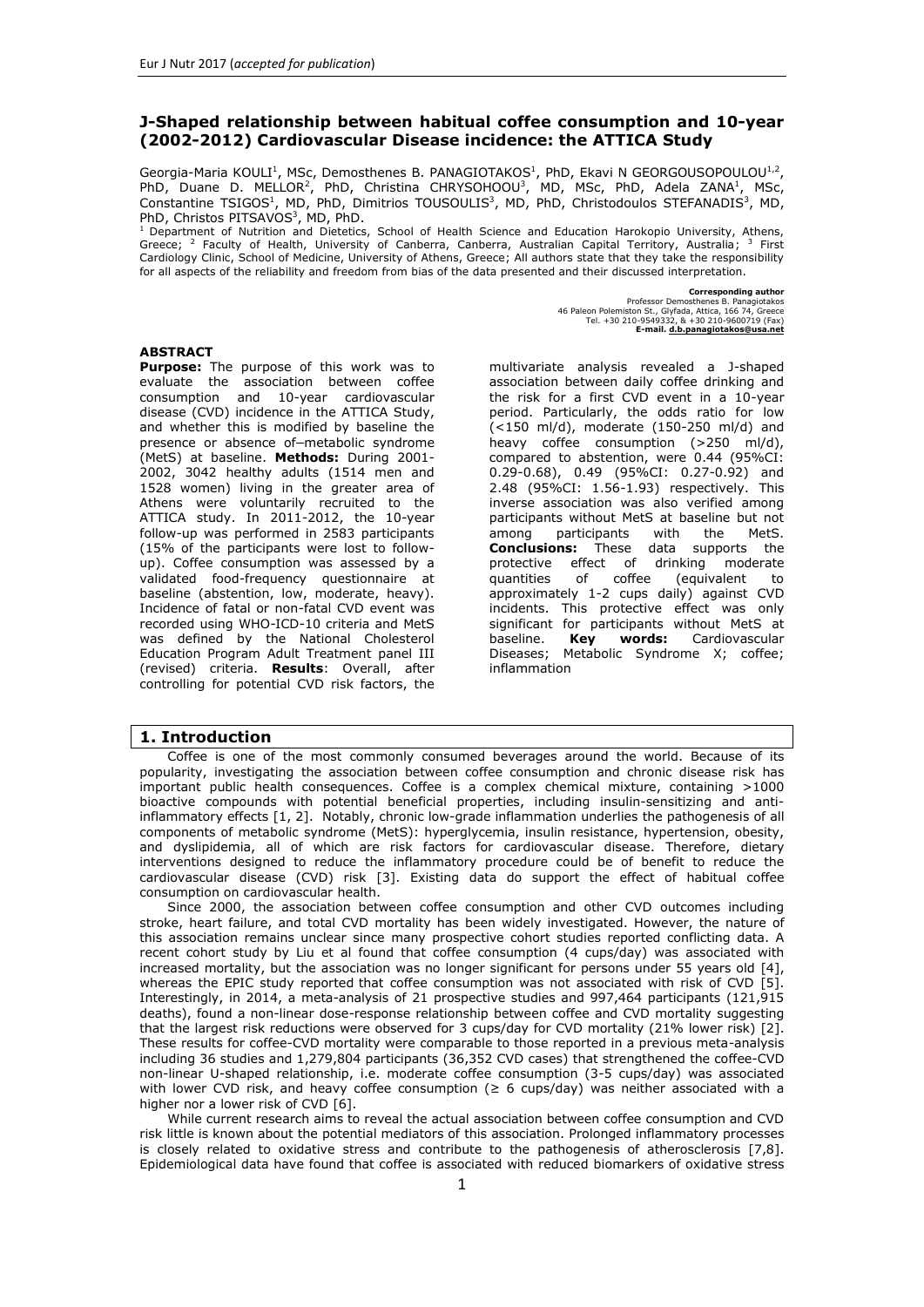# J-Shaped relationship between habitual coffee consumption and 10-year (2002-2012) Cardiovascular Disease incidence: the ATTICA Study

Georgia-Maria KOULI[1], MSc, Demosthenes B. PANAGIOTAKOS[1], PhD, Ekavi N GEORGOUSOPOULOU[1,2], PhD, Duane D. MELLOR[2], PhD, Christina CHRYSOHOOU[3], MD, MSc, PhD, Adela ZANA[1], MSc, Constantine TSIGOS[1], MD, PhD, Dimitrios TOUSOULIS[3], MD, PhD, Christodoulos STEFANADIS[3], MD, PhD, Christos PITSAVOS[3], MD, PhD.

[1] Department of Nutrition and Dietetics, School of Health Science and Education Harokopio University, Athens, Greece; [2] Faculty of Health, University of Canberra, Canberra, Australian Capital Territory, Australia; [3] First Cardiology Clinic, School of Medicine, University of Athens, Greece; All authors state that they take the responsibility for all aspects of the reliability and freedom from bias of the data presented and their discussed interpretation.

**Corresponding author**
Professor Demosthenes B. Panagiotakos
46 Paleon Polemiston St., Glyfada, Attica, 166 74, Greece
Tel. +30 210-9549332, & +30 210-9600719 (Fax)
**E-mail. d.b.panagiotakos@usa.net**

**ABSTRACT**

**Purpose:** The purpose of this work was to evaluate the association between coffee consumption and 10-year cardiovascular disease (CVD) incidence in the ATTICA Study, and whether this is modified by baseline the presence or absence of–metabolic syndrome (MetS) at baseline. **Methods:** During 2001-2002, 3042 healthy adults (1514 men and 1528 women) living in the greater area of Athens were voluntarily recruited to the ATTICA study. In 2011-2012, the 10-year follow-up was performed in 2583 participants (15% of the participants were lost to follow-up). Coffee consumption was assessed by a validated food-frequency questionnaire at baseline (abstention, low, moderate, heavy). Incidence of fatal or non-fatal CVD event was recorded using WHO-ICD-10 criteria and MetS was defined by the National Cholesterol Education Program Adult Treatment panel III (revised) criteria. **Results**: Overall, after controlling for potential CVD risk factors, the multivariate analysis revealed a J-shaped association between daily coffee drinking and the risk for a first CVD event in a 10-year period. Particularly, the odds ratio for low (<150 ml/d), moderate (150-250 ml/d) and heavy coffee consumption (>250 ml/d), compared to abstention, were 0.44 (95%CI: 0.29-0.68), 0.49 (95%CI: 0.27-0.92) and 2.48 (95%CI: 1.56-1.93) respectively. This inverse association was also verified among participants without MetS at baseline but not among participants with the MetS. **Conclusions:** These data supports the protective effect of drinking moderate quantities of coffee (equivalent to approximately 1-2 cups daily) against CVD incidents. This protective effect was only significant for participants without MetS at baseline. **Key words:** Cardiovascular Diseases; Metabolic Syndrome X; coffee; inflammation

## 1. Introduction

Coffee is one of the most commonly consumed beverages around the world. Because of its popularity, investigating the association between coffee consumption and chronic disease risk has important public health consequences. Coffee is a complex chemical mixture, containing >1000 bioactive compounds with potential beneficial properties, including insulin-sensitizing and anti-inflammatory effects [1, 2]. Notably, chronic low-grade inflammation underlies the pathogenesis of all components of metabolic syndrome (MetS): hyperglycemia, insulin resistance, hypertension, obesity, and dyslipidemia, all of which are risk factors for cardiovascular disease. Therefore, dietary interventions designed to reduce the inflammatory procedure could be of benefit to reduce the cardiovascular disease (CVD) risk [3]. Existing data do support the effect of habitual coffee consumption on cardiovascular health.

Since 2000, the association between coffee consumption and other CVD outcomes including stroke, heart failure, and total CVD mortality has been widely investigated. However, the nature of this association remains unclear since many prospective cohort studies reported conflicting data. A recent cohort study by Liu et al found that coffee consumption (4 cups/day) was associated with increased mortality, but the association was no longer significant for persons under 55 years old [4], whereas the EPIC study reported that coffee consumption was not associated with risk of CVD [5]. Interestingly, in 2014, a meta-analysis of 21 prospective studies and 997,464 participants (121,915 deaths), found a non-linear dose-response relationship between coffee and CVD mortality suggesting that the largest risk reductions were observed for 3 cups/day for CVD mortality (21% lower risk) [2]. These results for coffee-CVD mortality were comparable to those reported in a previous meta-analysis including 36 studies and 1,279,804 participants (36,352 CVD cases) that strengthened the coffee-CVD non-linear U-shaped relationship, i.e. moderate coffee consumption (3-5 cups/day) was associated with lower CVD risk, and heavy coffee consumption (≥ 6 cups/day) was neither associated with a higher nor a lower risk of CVD [6].

While current research aims to reveal the actual association between coffee consumption and CVD risk little is known about the potential mediators of this association. Prolonged inflammatory processes is closely related to oxidative stress and contribute to the pathogenesis of atherosclerosis [7,8]. Epidemiological data have found that coffee is associated with reduced biomarkers of oxidative stress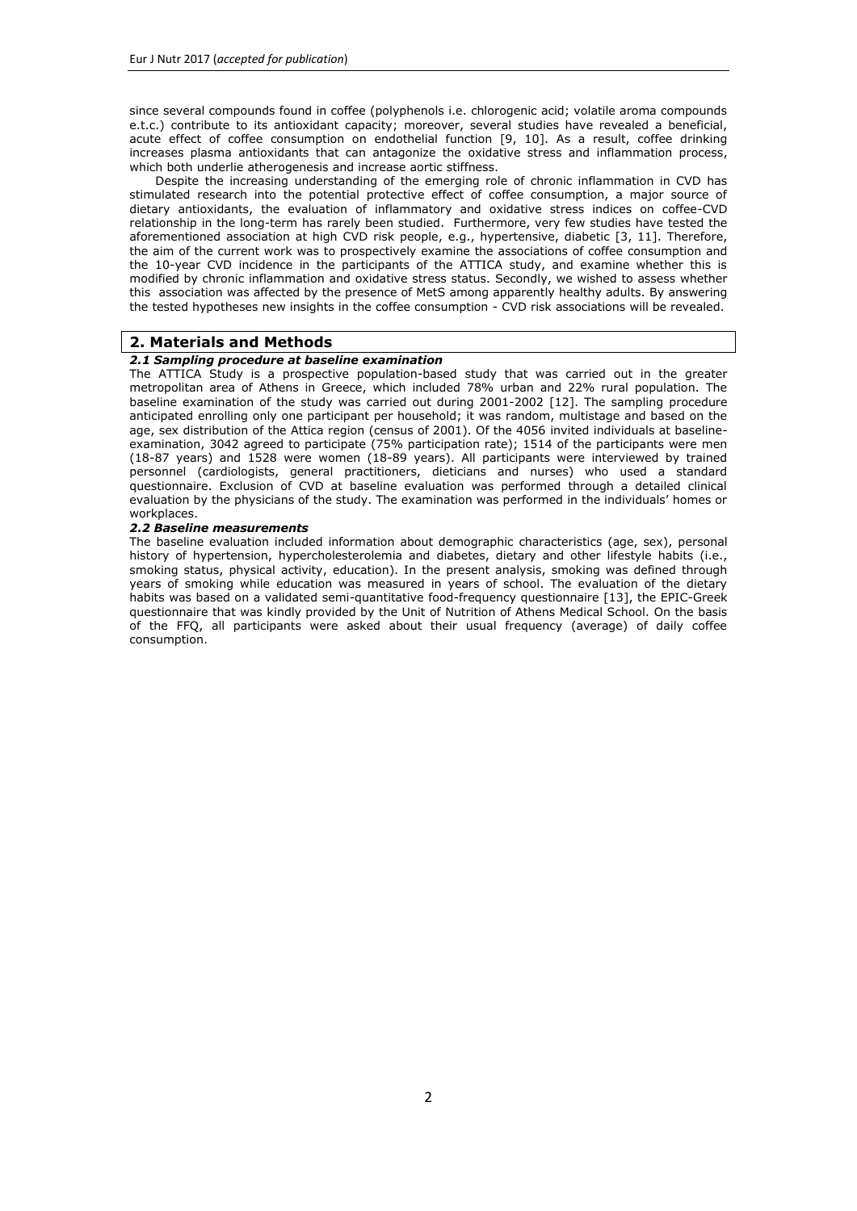since several compounds found in coffee (polyphenols i.e. chlorogenic acid; volatile aroma compounds e.t.c.) contribute to its antioxidant capacity; moreover, several studies have revealed a beneficial, acute effect of coffee consumption on endothelial function [9, 10]. As a result, coffee drinking increases plasma antioxidants that can antagonize the oxidative stress and inflammation process, which both underlie atherogenesis and increase aortic stiffness.

Despite the increasing understanding of the emerging role of chronic inflammation in CVD has stimulated research into the potential protective effect of coffee consumption, a major source of dietary antioxidants, the evaluation of inflammatory and oxidative stress indices on coffee-CVD relationship in the long-term has rarely been studied. Furthermore, very few studies have tested the aforementioned association at high CVD risk people, e.g., hypertensive, diabetic [3, 11]. Therefore, the aim of the current work was to prospectively examine the associations of coffee consumption and the 10-year CVD incidence in the participants of the ATTICA study, and examine whether this is modified by chronic inflammation and oxidative stress status. Secondly, we wished to assess whether this association was affected by the presence of MetS among apparently healthy adults. By answering the tested hypotheses new insights in the coffee consumption - CVD risk associations will be revealed.

## 2. Materials and Methods

### *2.1 Sampling procedure at baseline examination*

The ATTICA Study is a prospective population-based study that was carried out in the greater metropolitan area of Athens in Greece, which included 78% urban and 22% rural population. The baseline examination of the study was carried out during 2001-2002 [12]. The sampling procedure anticipated enrolling only one participant per household; it was random, multistage and based on the age, sex distribution of the Attica region (census of 2001). Of the 4056 invited individuals at baseline-examination, 3042 agreed to participate (75% participation rate); 1514 of the participants were men (18-87 years) and 1528 were women (18-89 years). All participants were interviewed by trained personnel (cardiologists, general practitioners, dieticians and nurses) who used a standard questionnaire. Exclusion of CVD at baseline evaluation was performed through a detailed clinical evaluation by the physicians of the study. The examination was performed in the individuals' homes or workplaces.

### *2.2 Baseline measurements*

The baseline evaluation included information about demographic characteristics (age, sex), personal history of hypertension, hypercholesterolemia and diabetes, dietary and other lifestyle habits (i.e., smoking status, physical activity, education). In the present analysis, smoking was defined through years of smoking while education was measured in years of school. The evaluation of the dietary habits was based on a validated semi-quantitative food-frequency questionnaire [13], the EPIC-Greek questionnaire that was kindly provided by the Unit of Nutrition of Athens Medical School. On the basis of the FFQ, all participants were asked about their usual frequency (average) of daily coffee consumption.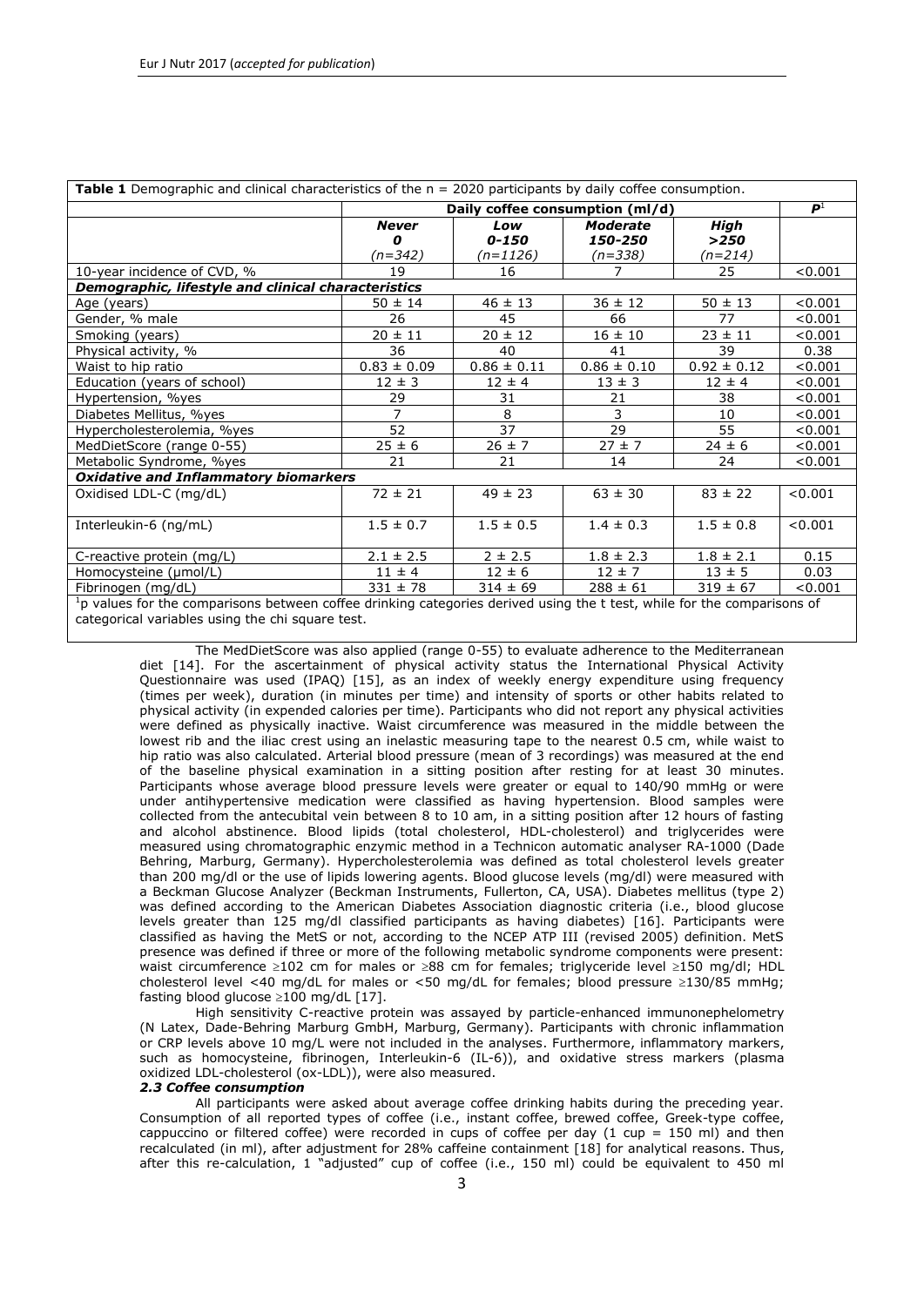**Table 1** Demographic and clinical characteristics of the n = 2020 participants by daily coffee consumption.

| | Daily coffee consumption (ml/d) | | | | $P$[1] |
|---|---|---|---|---|---|
| | ***Never*** ***0*** *(n=342)* | ***Low*** ***0-150*** *(n=1126)* | ***Moderate*** ***150-250*** *(n=338)* | ***High*** ***>250*** *(n=214)* | |
| 10-year incidence of CVD, % | 19 | 16 | 7 | 25 | <0.001 |
| ***Demographic, lifestyle and clinical characteristics*** | | | | | |
| Age (years) | 50 ± 14 | 46 ± 13 | 36 ± 12 | 50 ± 13 | <0.001 |
| Gender, % male | 26 | 45 | 66 | 77 | <0.001 |
| Smoking (years) | 20 ± 11 | 20 ± 12 | 16 ± 10 | 23 ± 11 | <0.001 |
| Physical activity, % | 36 | 40 | 41 | 39 | 0.38 |
| Waist to hip ratio | 0.83 ± 0.09 | 0.86 ± 0.11 | 0.86 ± 0.10 | 0.92 ± 0.12 | <0.001 |
| Education (years of school) | 12 ± 3 | 12 ± 4 | 13 ± 3 | 12 ± 4 | <0.001 |
| Hypertension, %yes | 29 | 31 | 21 | 38 | <0.001 |
| Diabetes Mellitus, %yes | 7 | 8 | 3 | 10 | <0.001 |
| Hypercholesterolemia, %yes | 52 | 37 | 29 | 55 | <0.001 |
| MedDietScore (range 0-55) | 25 ± 6 | 26 ± 7 | 27 ± 7 | 24 ± 6 | <0.001 |
| Metabolic Syndrome, %yes | 21 | 21 | 14 | 24 | <0.001 |
| ***Oxidative and Inflammatory biomarkers*** | | | | | |
| Oxidised LDL-C (mg/dL) | 72 ± 21 | 49 ± 23 | 63 ± 30 | 83 ± 22 | <0.001 |
| Interleukin-6 (ng/mL) | 1.5 ± 0.7 | 1.5 ± 0.5 | 1.4 ± 0.3 | 1.5 ± 0.8 | <0.001 |
| C-reactive protein (mg/L) | 2.1 ± 2.5 | 2 ± 2.5 | 1.8 ± 2.3 | 1.8 ± 2.1 | 0.15 |
| Homocysteine (μmol/L) | 11 ± 4 | 12 ± 6 | 12 ± 7 | 13 ± 5 | 0.03 |
| Fibrinogen (mg/dL) | 331 ± 78 | 314 ± 69 | 288 ± 61 | 319 ± 67 | <0.001 |

[1]p values for the comparisons between coffee drinking categories derived using the t test, while for the comparisons of categorical variables using the chi square test.

The MedDietScore was also applied (range 0-55) to evaluate adherence to the Mediterranean diet [14]. For the ascertainment of physical activity status the International Physical Activity Questionnaire was used (IPAQ) [15], as an index of weekly energy expenditure using frequency (times per week), duration (in minutes per time) and intensity of sports or other habits related to physical activity (in expended calories per time). Participants who did not report any physical activities were defined as physically inactive. Waist circumference was measured in the middle between the lowest rib and the iliac crest using an inelastic measuring tape to the nearest 0.5 cm, while waist to hip ratio was also calculated. Arterial blood pressure (mean of 3 recordings) was measured at the end of the baseline physical examination in a sitting position after resting for at least 30 minutes. Participants whose average blood pressure levels were greater or equal to 140/90 mmHg or were under antihypertensive medication were classified as having hypertension. Blood samples were collected from the antecubital vein between 8 to 10 am, in a sitting position after 12 hours of fasting and alcohol abstinence. Blood lipids (total cholesterol, HDL-cholesterol) and triglycerides were measured using chromatographic enzymic method in a Technicon automatic analyser RA-1000 (Dade Behring, Marburg, Germany). Hypercholesterolemia was defined as total cholesterol levels greater than 200 mg/dl or the use of lipids lowering agents. Blood glucose levels (mg/dl) were measured with a Beckman Glucose Analyzer (Beckman Instruments, Fullerton, CA, USA). Diabetes mellitus (type 2) was defined according to the American Diabetes Association diagnostic criteria (i.e., blood glucose levels greater than 125 mg/dl classified participants as having diabetes) [16]. Participants were classified as having the MetS or not, according to the NCEP ATP III (revised 2005) definition. MetS presence was defined if three or more of the following metabolic syndrome components were present: waist circumference ≥102 cm for males or ≥88 cm for females; triglyceride level ≥150 mg/dl; HDL cholesterol level <40 mg/dl for males or <50 mg/dL for females; blood pressure ≥130/85 mmHg; fasting blood glucose ≥100 mg/dL [17].

High sensitivity C-reactive protein was assayed by particle-enhanced immunonephelometry (N Latex, Dade-Behring Marburg GmbH, Marburg, Germany). Participants with chronic inflammation or CRP levels above 10 mg/L were not included in the analyses. Furthermore, inflammatory markers, such as homocysteine, fibrinogen, Interleukin-6 (IL-6)), and oxidative stress markers (plasma oxidized LDL-cholesterol (ox-LDL)), were also measured.

### *2.3 Coffee consumption*

All participants were asked about average coffee drinking habits during the preceding year. Consumption of all reported types of coffee (i.e., instant coffee, brewed coffee, Greek-type coffee, cappuccino or filtered coffee) were recorded in cups of coffee per day (1 cup = 150 ml) and then recalculated (in ml), after adjustment for 28% caffeine containment [18] for analytical reasons. Thus, after this re-calculation, 1 "adjusted" cup of coffee (i.e., 150 ml) could be equivalent to 450 ml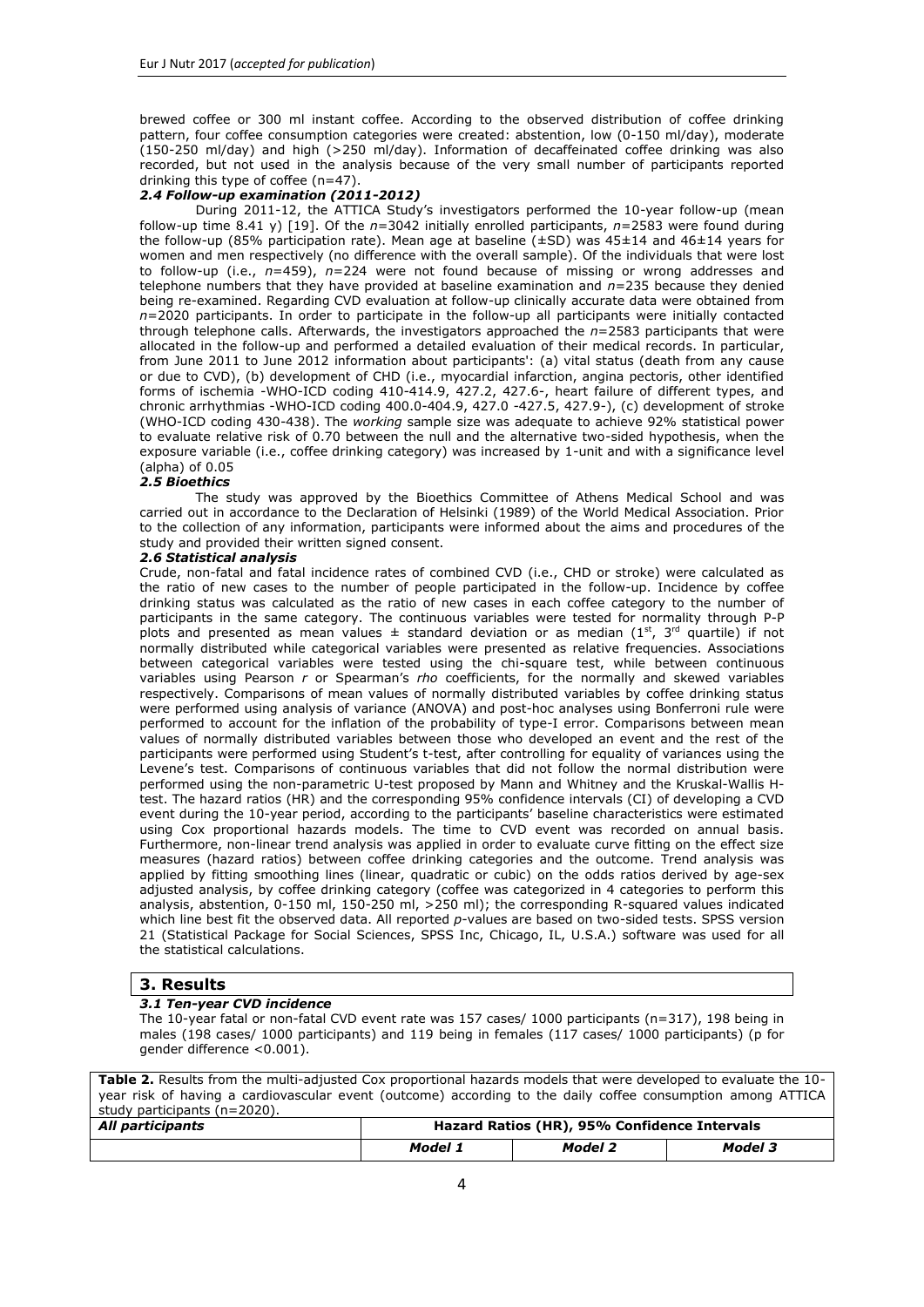brewed coffee or 300 ml instant coffee. According to the observed distribution of coffee drinking pattern, four coffee consumption categories were created: abstention, low (0-150 ml/day), moderate (150-250 ml/day) and high (>250 ml/day). Information of decaffeinated coffee drinking was also recorded, but not used in the analysis because of the very small number of participants reported drinking this type of coffee (n=47).

### *2.4 Follow-up examination (2011-2012)*

During 2011-12, the ATTICA Study's investigators performed the 10-year follow-up (mean follow-up time 8.41 y) [19]. Of the *n*=3042 initially enrolled participants, *n*=2583 were found during the follow-up (85% participation rate). Mean age at baseline (±SD) was 45±14 and 46±14 years for women and men respectively (no difference with the overall sample). Of the individuals that were lost to follow-up (i.e., *n*=459), *n*=224 were not found because of missing or wrong addresses and telephone numbers that they have provided at baseline examination and *n*=235 because they denied being re-examined. Regarding CVD evaluation at follow-up clinically accurate data were obtained from *n*=2020 participants. In order to participate in the follow-up all participants were initially contacted through telephone calls. Afterwards, the investigators approached the *n*=2583 participants that were allocated in the follow-up and performed a detailed evaluation of their medical records. In particular, from June 2011 to June 2012 information about participants': (a) vital status (death from any cause or due to CVD), (b) development of CHD (i.e., myocardial infarction, angina pectoris, other identified forms of ischemia -WHO-ICD coding 410-414.9, 427.2, 427.6-, heart failure of different types, and chronic arrhythmias -WHO-ICD coding 400.0-404.9, 427.0 -427.5, 427.9-), (c) development of stroke (WHO-ICD coding 430-438). The *working* sample size was adequate to achieve 92% statistical power to evaluate relative risk of 0.70 between the null and the alternative two-sided hypothesis, when the exposure variable (i.e., coffee drinking category) was increased by 1-unit and with a significance level (alpha) of 0.05

### *2.5 Bioethics*

The study was approved by the Bioethics Committee of Athens Medical School and was carried out in accordance to the Declaration of Helsinki (1989) of the World Medical Association. Prior to the collection of any information, participants were informed about the aims and procedures of the study and provided their written signed consent.

### *2.6 Statistical analysis*

Crude, non-fatal and fatal incidence rates of combined CVD (i.e., CHD or stroke) were calculated as the ratio of new cases to the number of people participated in the follow-up. Incidence by coffee drinking status was calculated as the ratio of new cases in each coffee category to the number of participants in the same category. The continuous variables were tested for normality through P-P plots and presented as mean values ± standard deviation or as median (1st, 3rd quartile) if not normally distributed while categorical variables were presented as relative frequencies. Associations between categorical variables were tested using the chi-square test, while between continuous variables using Pearson *r* or Spearman's *rho* coefficients, for the normally and skewed variables respectively. Comparisons of mean values of normally distributed variables by coffee drinking status were performed using analysis of variance (ANOVA) and post-hoc analyses using Bonferroni rule were performed to account for the inflation of the probability of type-I error. Comparisons between mean values of normally distributed variables between those who developed an event and the rest of the participants were performed using Student's t-test, after controlling for equality of variances using the Levene's test. Comparisons of continuous variables that did not follow the normal distribution were performed using the non-parametric U-test proposed by Mann and Whitney and the Kruskal-Wallis H-test. The hazard ratios (HR) and the corresponding 95% confidence intervals (CI) of developing a CVD event during the 10-year period, according to the participants' baseline characteristics were estimated using Cox proportional hazards models. The time to CVD event was recorded on annual basis. Furthermore, non-linear trend analysis was applied in order to evaluate curve fitting on the effect size measures (hazard ratios) between coffee drinking categories and the outcome. Trend analysis was applied by fitting smoothing lines (linear, quadratic or cubic) on the odds ratios derived by age-sex adjusted analysis, by coffee drinking category (coffee was categorized in 4 categories to perform this analysis, abstention, 0-150 ml, 150-250 ml, >250 ml); the corresponding R-squared values indicated which line best fit the observed data. All reported *p*-values are based on two-sided tests. SPSS version 21 (Statistical Package for Social Sciences, SPSS Inc, Chicago, IL, U.S.A.) software was used for all the statistical calculations.

## 3. Results

### *3.1 Ten-year CVD incidence*

The 10-year fatal or non-fatal CVD event rate was 157 cases/ 1000 participants (n=317), 198 being in males (198 cases/ 1000 participants) and 119 being in females (117 cases/ 1000 participants) (p for gender difference <0.001).

**Table 2.** Results from the multi-adjusted Cox proportional hazards models that were developed to evaluate the 10-year risk of having a cardiovascular event (outcome) according to the daily coffee consumption among ATTICA study participants (n=2020).

| *All participants* | **Hazard Ratios (HR), 95% Confidence Intervals** | | |
|---|---|---|---|
| | ***Model 1*** | ***Model 2*** | ***Model 3*** |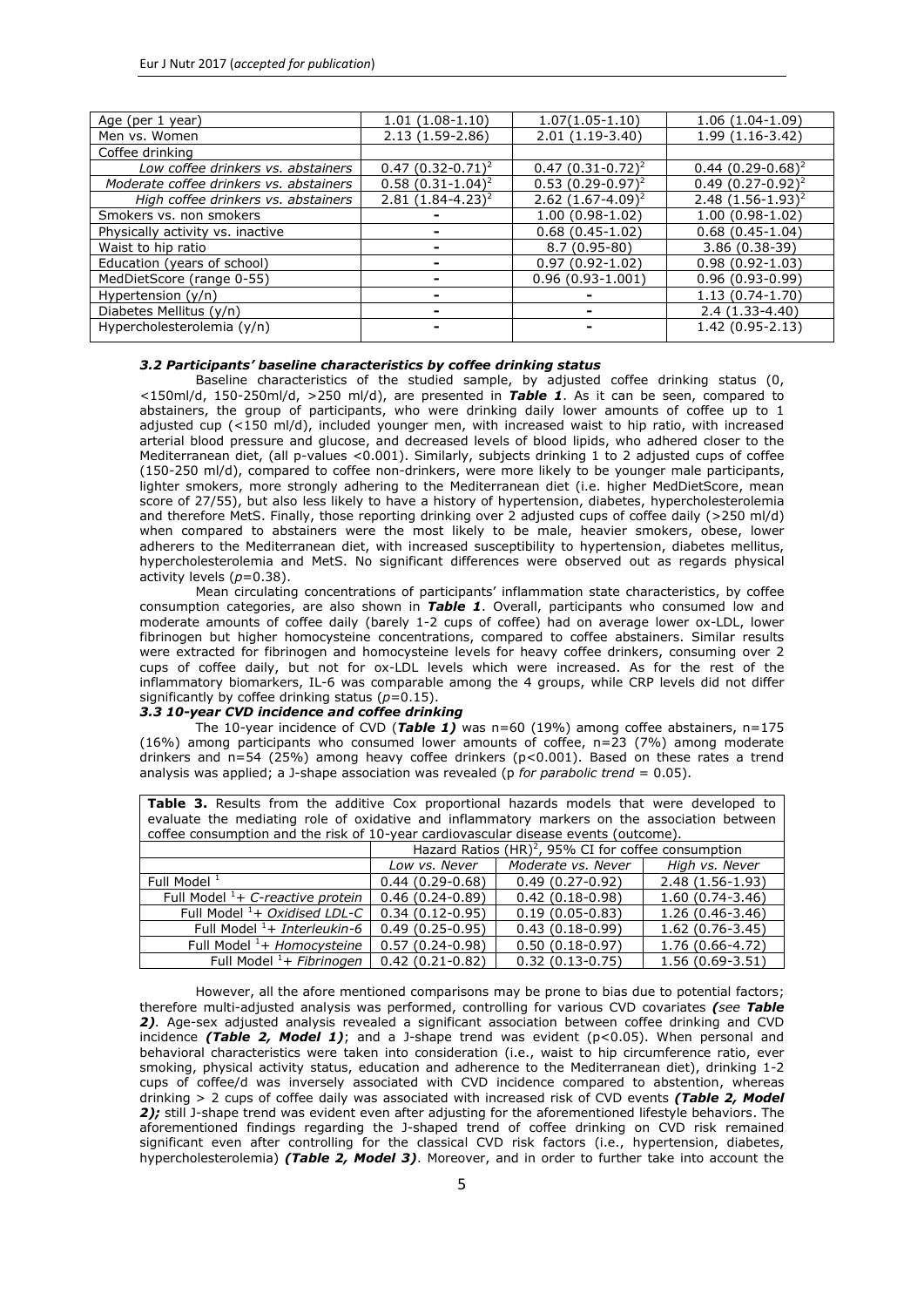| Age (per 1 year) | 1.01 (1.08-1.10) | 1.07(1.05-1.10) | 1.06 (1.04-1.09) |
|---|---|---|---|
| Men vs. Women | 2.13 (1.59-2.86) | 2.01 (1.19-3.40) | 1.99 (1.16-3.42) |
| Coffee drinking | | | |
| *Low coffee drinkers vs. abstainers* | 0.47 (0.32-0.71)[2] | 0.47 (0.31-0.72)[2] | 0.44 (0.29-0.68)[2] |
| *Moderate coffee drinkers vs. abstainers* | 0.58 (0.31-1.04)[2] | 0.53 (0.29-0.97)[2] | 0.49 (0.27-0.92)[2] |
| *High coffee drinkers vs. abstainers* | 2.81 (1.84-4.23)[2] | 2.62 (1.67-4.09)[2] | 2.48 (1.56-1.93)[2] |
| Smokers vs. non smokers | - | 1.00 (0.98-1.02) | 1.00 (0.98-1.02) |
| Physically activity vs. inactive | - | 0.68 (0.45-1.02) | 0.68 (0.45-1.04) |
| Waist to hip ratio | - | 8.7 (0.95-80) | 3.86 (0.38-39) |
| Education (years of school) | - | 0.97 (0.92-1.02) | 0.98 (0.92-1.03) |
| MedDietScore (range 0-55) | - | 0.96 (0.93-1.001) | 0.96 (0.93-0.99) |
| Hypertension (y/n) | - | - | 1.13 (0.74-1.70) |
| Diabetes Mellitus (y/n) | - | - | 2.4 (1.33-4.40) |
| Hypercholesterolemia (y/n) | - | - | 1.42 (0.95-2.13) |

### *3.2 Participants' baseline characteristics by coffee drinking status*

Baseline characteristics of the studied sample, by adjusted coffee drinking status (0, <150ml/d, 150-250ml/d, >250 ml/d), are presented in ***Table 1***. As it can be seen, compared to abstainers, the group of participants, who were drinking daily lower amounts of coffee up to 1 adjusted cup (<150 ml/d), included younger men, with increased waist to hip ratio, with increased arterial blood pressure and glucose, and decreased levels of blood lipids, who adhered closer to the Mediterranean diet, (all p-values <0.001). Similarly, subjects drinking 1 to 2 adjusted cups of coffee (150-250 ml/d), compared to coffee non-drinkers, were more likely to be younger male participants, lighter smokers, more strongly adhering to the Mediterranean diet (i.e. higher MedDietScore, mean score of 27/55), but also less likely to have a history of hypertension, diabetes, hypercholesterolemia and therefore MetS. Finally, those reporting drinking over 2 adjusted cups of coffee daily (>250 ml/d) when compared to abstainers were the most likely to be male, heavier smokers, obese, lower adherers to the Mediterranean diet, with increased susceptibility to hypertension, diabetes mellitus, hypercholesterolemia and MetS. No significant differences were observed out as regards physical activity levels (*p*=0.38).

Mean circulating concentrations of participants' inflammation state characteristics, by coffee consumption categories, are also shown in ***Table 1***. Overall, participants who consumed low and moderate amounts of coffee daily (barely 1-2 cups of coffee) had on average lower ox-LDL, lower fibrinogen but higher homocysteine concentrations, compared to coffee abstainers. Similar results were extracted for fibrinogen and homocysteine levels for heavy coffee drinkers, consuming over 2 cups of coffee daily, but not for ox-LDL levels which were increased. As for the rest of the inflammatory biomarkers, IL-6 was comparable among the 4 groups, while CRP levels did not differ significantly by coffee drinking status (*p*=0.15).

### *3.3 10-year CVD incidence and coffee drinking*

The 10-year incidence of CVD (***Table 1)*** was n=60 (19%) among coffee abstainers, n=175 (16%) among participants who consumed lower amounts of coffee, n=23 (7%) among moderate drinkers and n=54 (25%) among heavy coffee drinkers (p<0.001). Based on these rates a trend analysis was applied; a J-shape association was revealed (p *for parabolic trend* = 0.05).

**Table 3.** Results from the additive Cox proportional hazards models that were developed to evaluate the mediating role of oxidative and inflammatory markers on the association between coffee consumption and the risk of 10-year cardiovascular disease events (outcome).

| | Hazard Ratios (HR)[2], 95% CI for coffee consumption | | |
|---|---|---|---|
| | *Low vs. Never* | *Moderate vs. Never* | *High vs. Never* |
| Full Model [1] | 0.44 (0.29-0.68) | 0.49 (0.27-0.92) | 2.48 (1.56-1.93) |
| Full Model [1]+ *C-reactive protein* | 0.46 (0.24-0.89) | 0.42 (0.18-0.98) | 1.60 (0.74-3.46) |
| Full Model [1]+ *Oxidised LDL-C* | 0.34 (0.12-0.95) | 0.19 (0.05-0.83) | 1.26 (0.46-3.46) |
| Full Model [1]+ *Interleukin-6* | 0.49 (0.25-0.95) | 0.43 (0.18-0.99) | 1.62 (0.76-3.45) |
| Full Model [1]+ *Homocysteine* | 0.57 (0.24-0.98) | 0.50 (0.18-0.97) | 1.76 (0.66-4.72) |
| Full Model [1]+ *Fibrinogen* | 0.42 (0.21-0.82) | 0.32 (0.13-0.75) | 1.56 (0.69-3.51) |

However, all the afore mentioned comparisons may be prone to bias due to potential factors; therefore multi-adjusted analysis was performed, controlling for various CVD covariates ***(see Table 2)***. Age-sex adjusted analysis revealed a significant association between coffee drinking and CVD incidence ***(Table 2, Model 1)***; and a J-shape trend was evident (p<0.05). When personal and behavioral characteristics were taken into consideration (i.e., waist to hip circumference ratio, ever smoking, physical activity status, education and adherence to the Mediterranean diet), drinking 1-2 cups of coffee/d was inversely associated with CVD incidence compared to abstention, whereas drinking > 2 cups of coffee daily was associated with increased risk of CVD events ***(Table 2, Model 2);*** still J-shape trend was evident even after adjusting for the aforementioned lifestyle behaviors. The aforementioned findings regarding the J-shaped trend of coffee drinking on CVD risk remained significant even after controlling for the classical CVD risk factors (i.e., hypertension, diabetes, hypercholesterolemia) ***(Table 2, Model 3)***. Moreover, and in order to further take into account the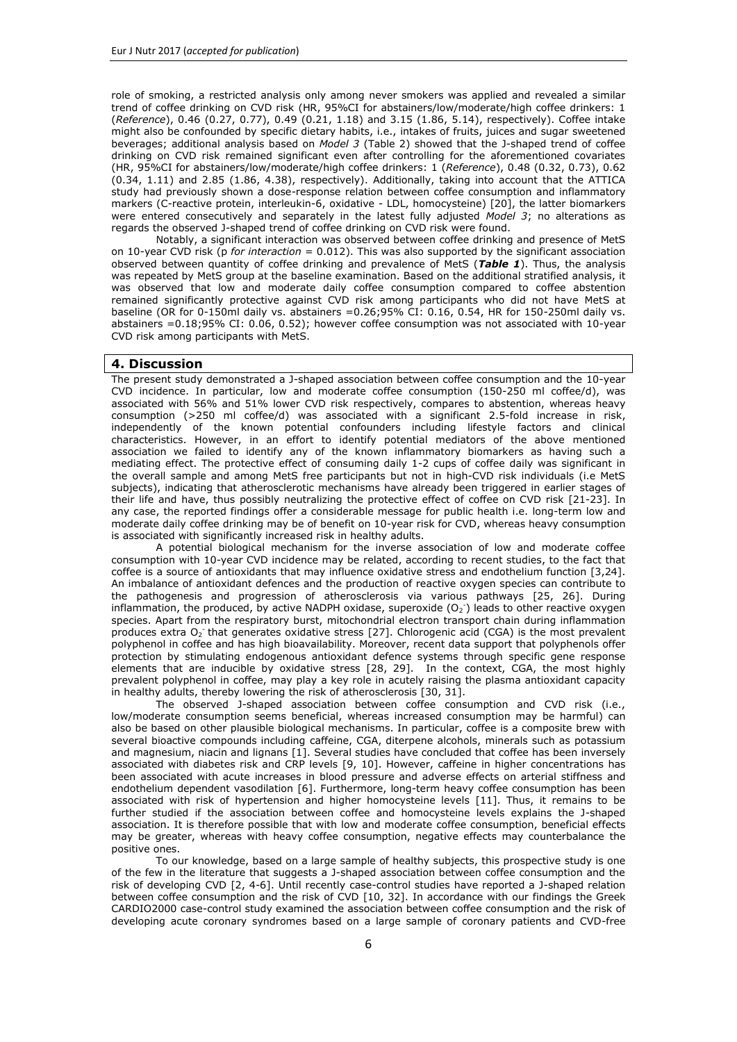role of smoking, a restricted analysis only among never smokers was applied and revealed a similar trend of coffee drinking on CVD risk (HR, 95%CI for abstainers/low/moderate/high coffee drinkers: 1 (*Reference*), 0.46 (0.27, 0.77), 0.49 (0.21, 1.18) and 3.15 (1.86, 5.14), respectively). Coffee intake might also be confounded by specific dietary habits, i.e., intakes of fruits, juices and sugar sweetened beverages; additional analysis based on *Model 3* (Table 2) showed that the J-shaped trend of coffee drinking on CVD risk remained significant even after controlling for the aforementioned covariates (HR, 95%CI for abstainers/low/moderate/high coffee drinkers: 1 (*Reference*), 0.48 (0.32, 0.73), 0.62 (0.34, 1.11) and 2.85 (1.86, 4.38), respectively). Additionally, taking into account that the ATTICA study had previously shown a dose-response relation between coffee consumption and inflammatory markers (C-reactive protein, interleukin-6, oxidative - LDL, homocysteine) [20], the latter biomarkers were entered consecutively and separately in the latest fully adjusted *Model 3*; no alterations as regards the observed J-shaped trend of coffee drinking on CVD risk were found.

Notably, a significant interaction was observed between coffee drinking and presence of MetS on 10-year CVD risk (p *for interaction* = 0.012). This was also supported by the significant association observed between quantity of coffee drinking and prevalence of MetS (***Table 1***). Thus, the analysis was repeated by MetS group at the baseline examination. Based on the additional stratified analysis, it was observed that low and moderate daily coffee consumption compared to coffee abstention remained significantly protective against CVD risk among participants who did not have MetS at baseline (OR for 0-150ml daily vs. abstainers =0.26;95% CI: 0.16, 0.54, HR for 150-250ml daily vs. abstainers =0.18;95% CI: 0.06, 0.52); however coffee consumption was not associated with 10-year CVD risk among participants with MetS.

## 4. Discussion

The present study demonstrated a J-shaped association between coffee consumption and the 10-year CVD incidence. In particular, low and moderate coffee consumption (150-250 ml coffee/d), was associated with 56% and 51% lower CVD risk respectively, compares to abstention, whereas heavy consumption (>250 ml coffee/d) was associated with a significant 2.5-fold increase in risk, independently of the known potential confounders including lifestyle factors and clinical characteristics. However, in an effort to identify potential mediators of the above mentioned association we failed to identify any of the known inflammatory biomarkers as having such a mediating effect. The protective effect of consuming daily 1-2 cups of coffee daily was significant in the overall sample and among MetS free participants but not in high-CVD risk individuals (i.e MetS subjects), indicating that atherosclerotic mechanisms have already been triggered in earlier stages of their life and have, thus possibly neutralizing the protective effect of coffee on CVD risk [21-23]. In any case, the reported findings offer a considerable message for public health i.e. long-term low and moderate daily coffee drinking may be of benefit on 10-year risk for CVD, whereas heavy consumption is associated with significantly increased risk in healthy adults.

A potential biological mechanism for the inverse association of low and moderate coffee consumption with 10-year CVD incidence may be related, according to recent studies, to the fact that coffee is a source of antioxidants that may influence oxidative stress and endothelium function [3,24]. An imbalance of antioxidant defences and the production of reactive oxygen species can contribute to the pathogenesis and progression of atherosclerosis via various pathways [25, 26]. During inflammation, the produced, by active NADPH oxidase, superoxide ($O_2^-$) leads to other reactive oxygen species. Apart from the respiratory burst, mitochondrial electron transport chain during inflammation produces extra $O_2^-$ that generates oxidative stress [27]. Chlorogenic acid (CGA) is the most prevalent polyphenol in coffee and has high bioavailability. Moreover, recent data support that polyphenols offer protection by stimulating endogenous antioxidant defence systems through specific gene response elements that are inducible by oxidative stress [28, 29]. In the context, CGA, the most highly prevalent polyphenol in coffee, may play a key role in acutely raising the plasma antioxidant capacity in healthy adults, thereby lowering the risk of atherosclerosis [30, 31].

The observed J-shaped association between coffee consumption and CVD risk (i.e., low/moderate consumption seems beneficial, whereas increased consumption may be harmful) can also be based on other plausible biological mechanisms. In particular, coffee is a composite brew with several bioactive compounds including caffeine, CGA, diterpene alcohols, minerals such as potassium and magnesium, niacin and lignans [1]. Several studies have concluded that coffee has been inversely associated with diabetes risk and CRP levels [9, 10]. However, caffeine in higher concentrations has been associated with acute increases in blood pressure and adverse effects on arterial stiffness and endothelium dependent vasodilation [6]. Furthermore, long-term heavy coffee consumption has been associated with risk of hypertension and higher homocysteine levels [11]. Thus, it remains to be further studied if the association between coffee and homocysteine levels explains the J-shaped association. It is therefore possible that with low and moderate coffee consumption, beneficial effects may be greater, whereas with heavy coffee consumption, negative effects may counterbalance the positive ones.

To our knowledge, based on a large sample of healthy subjects, this prospective study is one of the few in the literature that suggests a J-shaped association between coffee consumption and the risk of developing CVD [2, 4-6]. Until recently case-control studies have reported a J-shaped relation between coffee consumption and the risk of CVD [10, 32]. In accordance with our findings the Greek CARDIO2000 case-control study examined the association between coffee consumption and the risk of developing acute coronary syndromes based on a large sample of coronary patients and CVD-free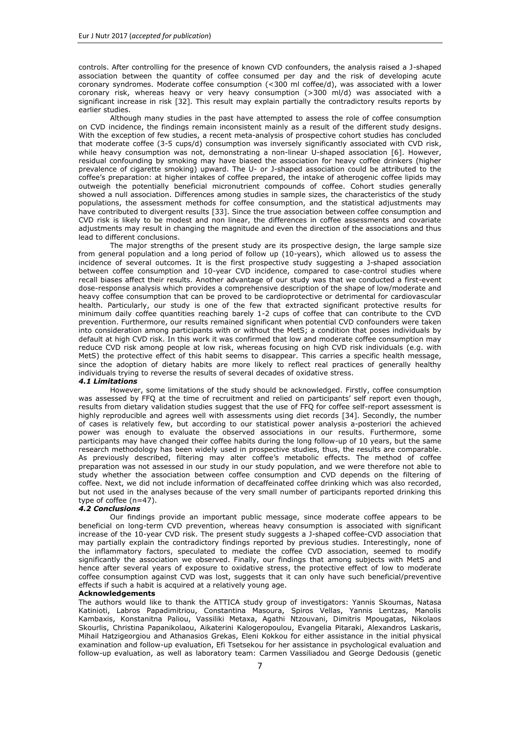controls. After controlling for the presence of known CVD confounders, the analysis raised a J-shaped association between the quantity of coffee consumed per day and the risk of developing acute coronary syndromes. Moderate coffee consumption (<300 ml coffee/d), was associated with a lower coronary risk, whereas heavy or very heavy consumption (>300 ml/d) was associated with a significant increase in risk [32]. This result may explain partially the contradictory results reports by earlier studies.

Although many studies in the past have attempted to assess the role of coffee consumption on CVD incidence, the findings remain inconsistent mainly as a result of the different study designs. With the exception of few studies, a recent meta-analysis of prospective cohort studies has concluded that moderate coffee (3-5 cups/d) consumption was inversely significantly associated with CVD risk, while heavy consumption was not, demonstrating a non-linear U-shaped association [6]. However, residual confounding by smoking may have biased the association for heavy coffee drinkers (higher prevalence of cigarette smoking) upward. The U- or J-shaped association could be attributed to the coffee's preparation: at higher intakes of coffee prepared, the intake of atherogenic coffee lipids may outweigh the potentially beneficial micronutrient compounds of coffee. Cohort studies generally showed a null association. Differences among studies in sample sizes, the characteristics of the study populations, the assessment methods for coffee consumption, and the statistical adjustments may have contributed to divergent results [33]. Since the true association between coffee consumption and CVD risk is likely to be modest and non linear, the differences in coffee assessments and covariate adjustments may result in changing the magnitude and even the direction of the associations and thus lead to different conclusions.

The major strengths of the present study are its prospective design, the large sample size from general population and a long period of follow up (10-years), which allowed us to assess the incidence of several outcomes. It is the first prospective study suggesting a J-shaped association between coffee consumption and 10-year CVD incidence, compared to case-control studies where recall biases affect their results. Another advantage of our study was that we conducted a first-event dose-response analysis which provides a comprehensive description of the shape of low/moderate and heavy coffee consumption that can be proved to be cardioprotective or detrimental for cardiovascular health. Particularly, our study is one of the few that extracted significant protective results for minimum daily coffee quantities reaching barely 1-2 cups of coffee that can contribute to the CVD prevention. Furthermore, our results remained significant when potential CVD confounders were taken into consideration among participants with or without the MetS; a condition that poses individuals by default at high CVD risk. In this work it was confirmed that low and moderate coffee consumption may reduce CVD risk among people at low risk, whereas focusing on high CVD risk individuals (e.g. with MetS) the protective effect of this habit seems to disappear. This carries a specific health message, since the adoption of dietary habits are more likely to reflect real practices of generally healthy individuals trying to reverse the results of several decades of oxidative stress.

### *4.1 Limitations*

However, some limitations of the study should be acknowledged. Firstly, coffee consumption was assessed by FFQ at the time of recruitment and relied on participants' self report even though, results from dietary validation studies suggest that the use of FFQ for coffee self-report assessment is highly reproducible and agrees well with assessments using diet records [34]. Secondly, the number of cases is relatively few, but according to our statistical power analysis a-posteriori the achieved power was enough to evaluate the observed associations in our results. Furthermore, some participants may have changed their coffee habits during the long follow-up of 10 years, but the same research methodology has been widely used in prospective studies, thus, the results are comparable. As previously described, filtering may alter coffee's metabolic effects. The method of coffee preparation was not assessed in our study in our study population, and we were therefore not able to study whether the association between coffee consumption and CVD depends on the filtering of coffee. Next, we did not include information of decaffeinated coffee drinking which was also recorded, but not used in the analyses because of the very small number of participants reported drinking this type of coffee (n=47).

### *4.2 Conclusions*

Our findings provide an important public message, since moderate coffee appears to be beneficial on long-term CVD prevention, whereas heavy consumption is associated with significant increase of the 10-year CVD risk. The present study suggests a J-shaped coffee-CVD association that may partially explain the contradictory findings reported by previous studies. Interestingly, none of the inflammatory factors, speculated to mediate the coffee CVD association, seemed to modify significantly the association we observed. Finally, our findings that among subjects with MetS and hence after several years of exposure to oxidative stress, the protective effect of low to moderate coffee consumption against CVD was lost, suggests that it can only have such beneficial/preventive effects if such a habit is acquired at a relatively young age.

### Acknowledgements

The authors would like to thank the ATTICA study group of investigators: Yannis Skoumas, Natasa Katinioti, Labros Papadimitriou, Constantina Masoura, Spiros Vellas, Yannis Lentzas, Manolis Kambaxis, Konstanitna Paliou, Vassiliki Metaxa, Agathi Ntzouvani, Dimitris Mpougatas, Nikolaos Skourlis, Christina Papanikolaou, Aikaterini Kalogeropoulou, Evangelia Pitaraki, Alexandros Laskaris, Mihail Hatzigeorgiou and Athanasios Grekas, Eleni Kokkou for either assistance in the initial physical examination and follow-up evaluation, Efi Tsetsekou for her assistance in psychological evaluation and follow-up evaluation, as well as laboratory team: Carmen Vassiliadou and George Dedousis (genetic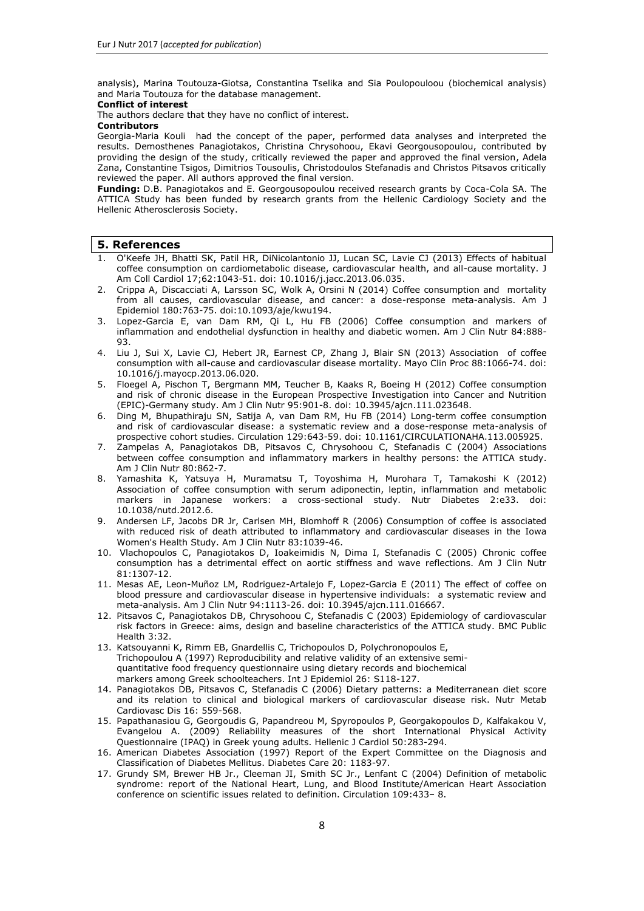analysis), Marina Toutouza-Giotsa, Constantina Tselika and Sia Poulopouloou (biochemical analysis) and Maria Toutouza for the database management.

**Conflict of interest**

The authors declare that they have no conflict of interest.

**Contributors**

Georgia-Maria Kouli had the concept of the paper, performed data analyses and interpreted the results. Demosthenes Panagiotakos, Christina Chrysohoou, Ekavi Georgousopoulou, contributed by providing the design of the study, critically reviewed the paper and approved the final version, Adela Zana, Constantine Tsigos, Dimitrios Tousoulis, Christodoulos Stefanadis and Christos Pitsavos critically reviewed the paper. All authors approved the final version.

**Funding:** D.B. Panagiotakos and E. Georgousopoulou received research grants by Coca-Cola SA. The ATTICA Study has been funded by research grants from the Hellenic Cardiology Society and the Hellenic Atherosclerosis Society.

## 5. References

1. O'Keefe JH, Bhatti SK, Patil HR, DiNicolantonio JJ, Lucan SC, Lavie CJ (2013) Effects of habitual coffee consumption on cardiometabolic disease, cardiovascular health, and all-cause mortality. J Am Coll Cardiol 17;62:1043-51. doi: 10.1016/j.jacc.2013.06.035.
2. Crippa A, Discacciati A, Larsson SC, Wolk A, Orsini N (2014) Coffee consumption and mortality from all causes, cardiovascular disease, and cancer: a dose-response meta-analysis. Am J Epidemiol 180:763-75. doi:10.1093/aje/kwu194.
3. Lopez-Garcia E, van Dam RM, Qi L, Hu FB (2006) Coffee consumption and markers of inflammation and endothelial dysfunction in healthy and diabetic women. Am J Clin Nutr 84:888-93.
4. Liu J, Sui X, Lavie CJ, Hebert JR, Earnest CP, Zhang J, Blair SN (2013) Association of coffee consumption with all-cause and cardiovascular disease mortality. Mayo Clin Proc 88:1066-74. doi: 10.1016/j.mayocp.2013.06.020.
5. Floegel A, Pischon T, Bergmann MM, Teucher B, Kaaks R, Boeing H (2012) Coffee consumption and risk of chronic disease in the European Prospective Investigation into Cancer and Nutrition (EPIC)-Germany study. Am J Clin Nutr 95:901-8. doi: 10.3945/ajcn.111.023648.
6. Ding M, Bhupathiraju SN, Satija A, van Dam RM, Hu FB (2014) Long-term coffee consumption and risk of cardiovascular disease: a systematic review and a dose-response meta-analysis of prospective cohort studies. Circulation 129:643-59. doi: 10.1161/CIRCULATIONAHA.113.005925.
7. Zampelas A, Panagiotakos DB, Pitsavos C, Chrysohoou C, Stefanadis C (2004) Associations between coffee consumption and inflammatory markers in healthy persons: the ATTICA study. Am J Clin Nutr 80:862-7.
8. Yamashita K, Yatsuya H, Muramatsu T, Toyoshima H, Murohara T, Tamakoshi K (2012) Association of coffee consumption with serum adiponectin, leptin, inflammation and metabolic markers in Japanese workers: a cross-sectional study. Nutr Diabetes 2:e33. doi: 10.1038/nutd.2012.6.
9. Andersen LF, Jacobs DR Jr, Carlsen MH, Blomhoff R (2006) Consumption of coffee is associated with reduced risk of death attributed to inflammatory and cardiovascular diseases in the Iowa Women's Health Study. Am J Clin Nutr 83:1039-46.
10. Vlachopoulos C, Panagiotakos D, Ioakeimidis N, Dima I, Stefanadis C (2005) Chronic coffee consumption has a detrimental effect on aortic stiffness and wave reflections. Am J Clin Nutr 81:1307-12.
11. Mesas AE, Leon-Muñoz LM, Rodriguez-Artalejo F, Lopez-Garcia E (2011) The effect of coffee on blood pressure and cardiovascular disease in hypertensive individuals: a systematic review and meta-analysis. Am J Clin Nutr 94:1113-26. doi: 10.3945/ajcn.111.016667.
12. Pitsavos C, Panagiotakos DB, Chrysohoou C, Stefanadis C (2003) Epidemiology of cardiovascular risk factors in Greece: aims, design and baseline characteristics of the ATTICA study. BMC Public Health 3:32.
13. Katsouyanni K, Rimm EB, Gnardellis C, Trichopoulos D, Polychronopoulos E, Trichopoulou A (1997) Reproducibility and relative validity of an extensive semi-quantitative food frequency questionnaire using dietary records and biochemical markers among Greek schoolteachers. Int J Epidemiol 26: S118-127.
14. Panagiotakos DB, Pitsavos C, Stefanadis C (2006) Dietary patterns: a Mediterranean diet score and its relation to clinical and biological markers of cardiovascular disease risk. Nutr Metab Cardiovasc Dis 16: 559-568.
15. Papathanasiou G, Georgoudis G, Papandreou M, Spyropoulos P, Georgakopoulos D, Kalfakakou V, Evangelou A. (2009) Reliability measures of the short International Physical Activity Questionnaire (IPAQ) in Greek young adults. Hellenic J Cardiol 50:283-294.
16. American Diabetes Association (1997) Report of the Expert Committee on the Diagnosis and Classification of Diabetes Mellitus. Diabetes Care 20: 1183-97.
17. Grundy SM, Brewer HB Jr., Cleeman JI, Smith SC Jr., Lenfant C (2004) Definition of metabolic syndrome: report of the National Heart, Lung, and Blood Institute/American Heart Association conference on scientific issues related to definition. Circulation 109:433– 8.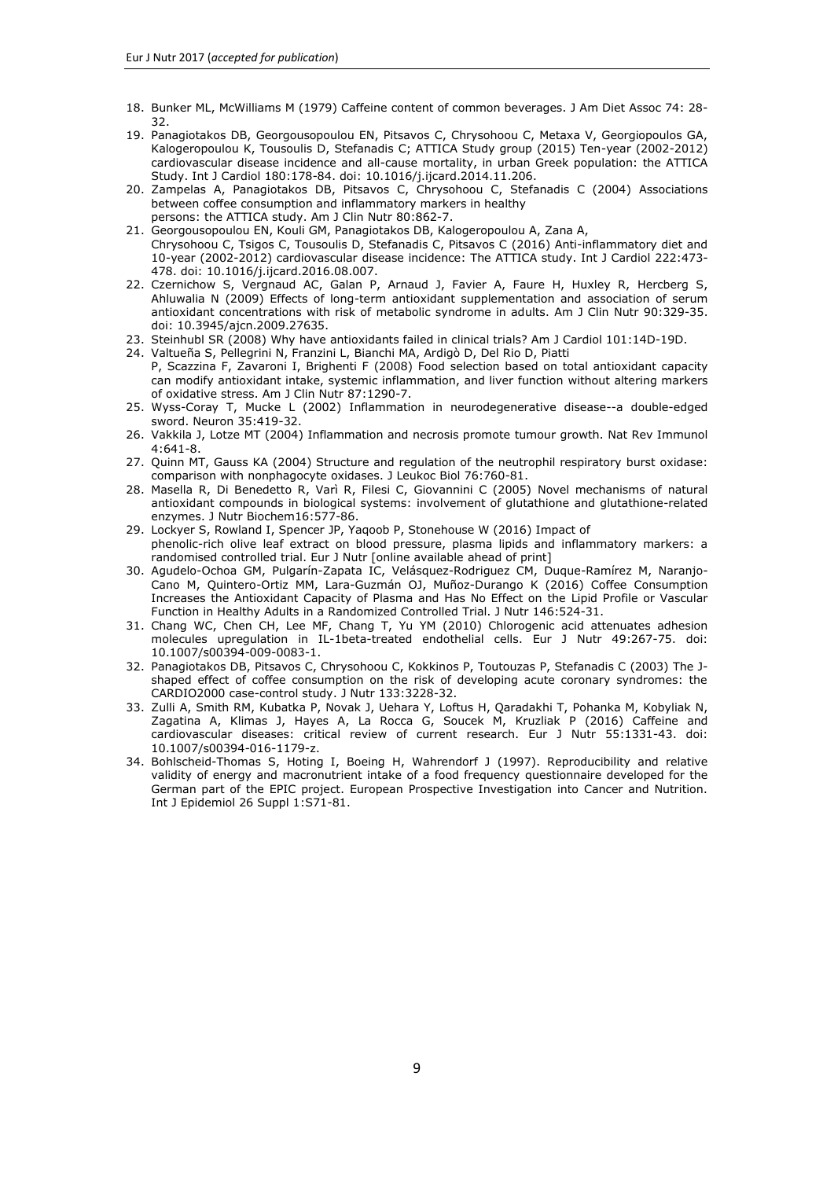18. Bunker ML, McWilliams M (1979) Caffeine content of common beverages. J Am Diet Assoc 74: 28-32.
19. Panagiotakos DB, Georgousopoulou EN, Pitsavos C, Chrysohoou C, Metaxa V, Georgiopoulos GA, Kalogeropoulou K, Tousoulis D, Stefanadis C; ATTICA Study group (2015) Ten-year (2002-2012) cardiovascular disease incidence and all-cause mortality, in urban Greek population: the ATTICA Study. Int J Cardiol 180:178-84. doi: 10.1016/j.ijcard.2014.11.206.
20. Zampelas A, Panagiotakos DB, Pitsavos C, Chrysohoou C, Stefanadis C (2004) Associations between coffee consumption and inflammatory markers in healthy persons: the ATTICA study. Am J Clin Nutr 80:862-7.
21. Georgousopoulou EN, Kouli GM, Panagiotakos DB, Kalogeropoulou A, Zana A, Chrysohoou C, Tsigos C, Tousoulis D, Stefanadis C, Pitsavos C (2016) Anti-inflammatory diet and 10-year (2002-2012) cardiovascular disease incidence: The ATTICA study. Int J Cardiol 222:473-478. doi: 10.1016/j.ijcard.2016.08.007.
22. Czernichow S, Vergnaud AC, Galan P, Arnaud J, Favier A, Faure H, Huxley R, Hercberg S, Ahluwalia N (2009) Effects of long-term antioxidant supplementation and association of serum antioxidant concentrations with risk of metabolic syndrome in adults. Am J Clin Nutr 90:329-35. doi: 10.3945/ajcn.2009.27635.
23. Steinhubl SR (2008) Why have antioxidants failed in clinical trials? Am J Cardiol 101:14D-19D.
24. Valtueña S, Pellegrini N, Franzini L, Bianchi MA, Ardigò D, Del Rio D, Piatti P, Scazzina F, Zavaroni I, Brighenti F (2008) Food selection based on total antioxidant capacity can modify antioxidant intake, systemic inflammation, and liver function without altering markers of oxidative stress. Am J Clin Nutr 87:1290-7.
25. Wyss-Coray T, Mucke L (2002) Inflammation in neurodegenerative disease--a double-edged sword. Neuron 35:419-32.
26. Vakkila J, Lotze MT (2004) Inflammation and necrosis promote tumour growth. Nat Rev Immunol 4:641-8.
27. Quinn MT, Gauss KA (2004) Structure and regulation of the neutrophil respiratory burst oxidase: comparison with nonphagocyte oxidases. J Leukoc Biol 76:760-81.
28. Masella R, Di Benedetto R, Varì R, Filesi C, Giovannini C (2005) Novel mechanisms of natural antioxidant compounds in biological systems: involvement of glutathione and glutathione-related enzymes. J Nutr Biochem16:577-86.
29. Lockyer S, Rowland I, Spencer JP, Yaqoob P, Stonehouse W (2016) Impact of phenolic-rich olive leaf extract on blood pressure, plasma lipids and inflammatory markers: a randomised controlled trial. Eur J Nutr [online available ahead of print]
30. Agudelo-Ochoa GM, Pulgarín-Zapata IC, Velásquez-Rodriguez CM, Duque-Ramírez M, Naranjo-Cano M, Quintero-Ortiz MM, Lara-Guzmán OJ, Muñoz-Durango K (2016) Coffee Consumption Increases the Antioxidant Capacity of Plasma and Has No Effect on the Lipid Profile or Vascular Function in Healthy Adults in a Randomized Controlled Trial. J Nutr 146:524-31.
31. Chang WC, Chen CH, Lee MF, Chang T, Yu YM (2010) Chlorogenic acid attenuates adhesion molecules upregulation in IL-1beta-treated endothelial cells. Eur J Nutr 49:267-75. doi: 10.1007/s00394-009-0083-1.
32. Panagiotakos DB, Pitsavos C, Chrysohoou C, Kokkinos P, Toutouzas P, Stefanadis C (2003) The J-shaped effect of coffee consumption on the risk of developing acute coronary syndromes: the CARDIO2000 case-control study. J Nutr 133:3228-32.
33. Zulli A, Smith RM, Kubatka P, Novak J, Uehara Y, Loftus H, Qaradakhi T, Pohanka M, Kobyliak N, Zagatina A, Klimas J, Hayes A, La Rocca G, Soucek M, Kruzliak P (2016) Caffeine and cardiovascular diseases: critical review of current research. Eur J Nutr 55:1331-43. doi: 10.1007/s00394-016-1179-z.
34. Bohlscheid-Thomas S, Hoting I, Boeing H, Wahrendorf J (1997). Reproducibility and relative validity of energy and macronutrient intake of a food frequency questionnaire developed for the German part of the EPIC project. European Prospective Investigation into Cancer and Nutrition. Int J Epidemiol 26 Suppl 1:S71-81.